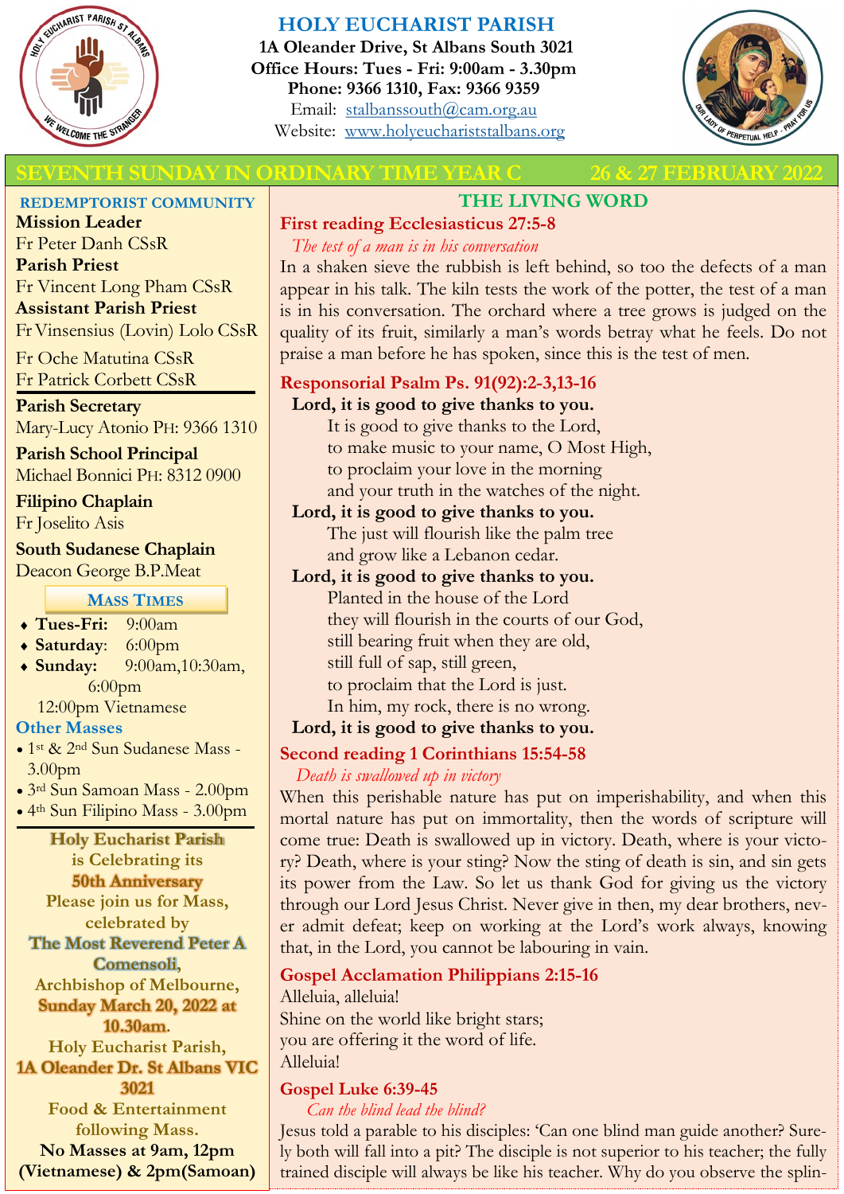# HOLY EUCHARIST PARISH

**1A Oleander Drive, St Albans South 3021**
**Office Hours: Tues - Fri: 9:00am - 3.30pm**
**Phone: 9366 1310, Fax: 9366 9359**
Email: stalbanssouth@cam.org.au
Website: www.holyeuchariststalbans.org

## SEVENTH SUNDAY IN ORDINARY TIME YEAR C — 26 & 27 FEBRUARY 2022

### REDEMPTORIST COMMUNITY

**Mission Leader**
Fr Peter Danh CSsR
**Parish Priest**
Fr Vincent Long Pham CSsR
**Assistant Parish Priest**
Fr Vinsensius (Lovin) Lolo CSsR
Fr Oche Matutina CSsR
Fr Patrick Corbett CSsR

**Parish Secretary**
Mary-Lucy Atonio PH: 9366 1310

**Parish School Principal**
Michael Bonnici PH: 8312 0900

**Filipino Chaplain**
Fr Joselito Asis

**South Sudanese Chaplain**
Deacon George B.P.Meat

### MASS TIMES

- **Tues-Fri:** 9:00am
- **Saturday**: 6:00pm
- **Sunday:** 9:00am,10:30am, 6:00pm
  12:00pm Vietnamese

**Other Masses**

- 1st & 2nd Sun Sudanese Mass - 3.00pm
- 3rd Sun Samoan Mass - 2.00pm
- 4th Sun Filipino Mass - 3.00pm

**Holy Eucharist Parish is Celebrating its 50th Anniversary**
**Please join us for Mass, celebrated by The Most Reverend Peter A Comensoli, Archbishop of Melbourne, Sunday March 20, 2022 at 10.30am.**
**Holy Eucharist Parish, 1A Oleander Dr. St Albans VIC 3021**
**Food & Entertainment following Mass.**
**No Masses at 9am, 12pm (Vietnamese) & 2pm(Samoan)**

## THE LIVING WORD

### First reading Ecclesiasticus 27:5-8

*The test of a man is in his conversation*

In a shaken sieve the rubbish is left behind, so too the defects of a man appear in his talk. The kiln tests the work of the potter, the test of a man is in his conversation. The orchard where a tree grows is judged on the quality of its fruit, similarly a man's words betray what he feels. Do not praise a man before he has spoken, since this is the test of men.

### Responsorial Psalm Ps. 91(92):2-3,13-16

**Lord, it is good to give thanks to you.**

It is good to give thanks to the Lord,
to make music to your name, O Most High,
to proclaim your love in the morning
and your truth in the watches of the night.

**Lord, it is good to give thanks to you.**

The just will flourish like the palm tree
and grow like a Lebanon cedar.

**Lord, it is good to give thanks to you.**

Planted in the house of the Lord
they will flourish in the courts of our God,
still bearing fruit when they are old,
still full of sap, still green,
to proclaim that the Lord is just.
In him, my rock, there is no wrong.

**Lord, it is good to give thanks to you.**

### Second reading 1 Corinthians 15:54-58

*Death is swallowed up in victory*

When this perishable nature has put on imperishability, and when this mortal nature has put on immortality, then the words of scripture will come true: Death is swallowed up in victory. Death, where is your victory? Death, where is your sting? Now the sting of death is sin, and sin gets its power from the Law. So let us thank God for giving us the victory through our Lord Jesus Christ. Never give in then, my dear brothers, never admit defeat; keep on working at the Lord's work always, knowing that, in the Lord, you cannot be labouring in vain.

### Gospel Acclamation Philippians 2:15-16

Alleluia, alleluia!
Shine on the world like bright stars;
you are offering it the word of life.
Alleluia!

### Gospel Luke 6:39-45

*Can the blind lead the blind?*

Jesus told a parable to his disciples: 'Can one blind man guide another? Surely both will fall into a pit? The disciple is not superior to his teacher; the fully trained disciple will always be like his teacher. Why do you observe the splin-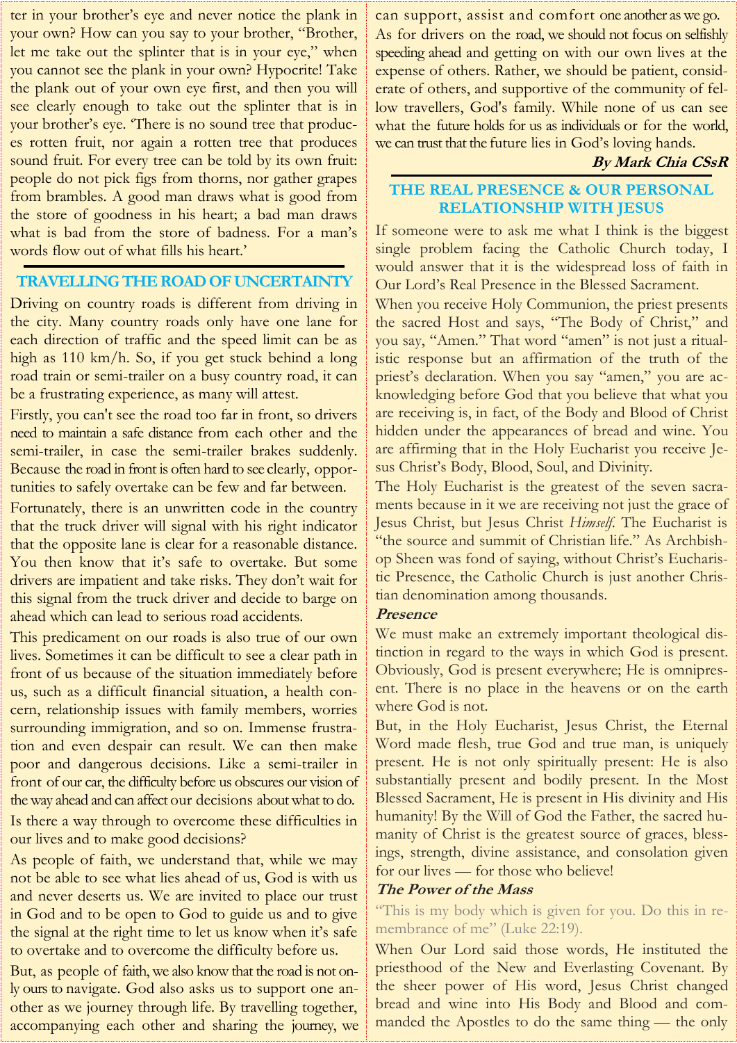ter in your brother's eye and never notice the plank in your own? How can you say to your brother, "Brother, let me take out the splinter that is in your eye," when you cannot see the plank in your own? Hypocrite! Take the plank out of your own eye first, and then you will see clearly enough to take out the splinter that is in your brother's eye. 'There is no sound tree that produces rotten fruit, nor again a rotten tree that produces sound fruit. For every tree can be told by its own fruit: people do not pick figs from thorns, nor gather grapes from brambles. A good man draws what is good from the store of goodness in his heart; a bad man draws what is bad from the store of badness. For a man's words flow out of what fills his heart.'

## TRAVELLING THE ROAD OF UNCERTAINTY

Driving on country roads is different from driving in the city. Many country roads only have one lane for each direction of traffic and the speed limit can be as high as 110 km/h. So, if you get stuck behind a long road train or semi-trailer on a busy country road, it can be a frustrating experience, as many will attest.

Firstly, you can't see the road too far in front, so drivers need to maintain a safe distance from each other and the semi-trailer, in case the semi-trailer brakes suddenly. Because the road in front is often hard to see clearly, opportunities to safely overtake can be few and far between.

Fortunately, there is an unwritten code in the country that the truck driver will signal with his right indicator that the opposite lane is clear for a reasonable distance. You then know that it's safe to overtake. But some drivers are impatient and take risks. They don't wait for this signal from the truck driver and decide to barge on ahead which can lead to serious road accidents.

This predicament on our roads is also true of our own lives. Sometimes it can be difficult to see a clear path in front of us because of the situation immediately before us, such as a difficult financial situation, a health concern, relationship issues with family members, worries surrounding immigration, and so on. Immense frustration and even despair can result. We can then make poor and dangerous decisions. Like a semi-trailer in front of our car, the difficulty before us obscures our vision of the way ahead and can affect our decisions about what to do.

Is there a way through to overcome these difficulties in our lives and to make good decisions?

As people of faith, we understand that, while we may not be able to see what lies ahead of us, God is with us and never deserts us. We are invited to place our trust in God and to be open to God to guide us and to give the signal at the right time to let us know when it's safe to overtake and to overcome the difficulty before us.

But, as people of faith, we also know that the road is not only ours to navigate. God also asks us to support one another as we journey through life. By travelling together, accompanying each other and sharing the journey, we can support, assist and comfort one another as we go.

As for drivers on the road, we should not focus on selfishly speeding ahead and getting on with our own lives at the expense of others. Rather, we should be patient, considerate of others, and supportive of the community of fellow travellers, God's family. While none of us can see what the future holds for us as individuals or for the world, we can trust that the future lies in God's loving hands.

***By Mark Chia CSsR***

## THE REAL PRESENCE & OUR PERSONAL RELATIONSHIP WITH JESUS

If someone were to ask me what I think is the biggest single problem facing the Catholic Church today, I would answer that it is the widespread loss of faith in Our Lord's Real Presence in the Blessed Sacrament.

When you receive Holy Communion, the priest presents the sacred Host and says, "The Body of Christ," and you say, "Amen." That word "amen" is not just a ritualistic response but an affirmation of the truth of the priest's declaration. When you say "amen," you are acknowledging before God that you believe that what you are receiving is, in fact, of the Body and Blood of Christ hidden under the appearances of bread and wine. You are affirming that in the Holy Eucharist you receive Jesus Christ's Body, Blood, Soul, and Divinity.

The Holy Eucharist is the greatest of the seven sacraments because in it we are receiving not just the grace of Jesus Christ, but Jesus Christ *Himself*. The Eucharist is "the source and summit of Christian life." As Archbishop Sheen was fond of saying, without Christ's Eucharistic Presence, the Catholic Church is just another Christian denomination among thousands.

***Presence***

We must make an extremely important theological distinction in regard to the ways in which God is present. Obviously, God is present everywhere; He is omnipresent. There is no place in the heavens or on the earth where God is not.

But, in the Holy Eucharist, Jesus Christ, the Eternal Word made flesh, true God and true man, is uniquely present. He is not only spiritually present: He is also substantially present and bodily present. In the Most Blessed Sacrament, He is present in His divinity and His humanity! By the Will of God the Father, the sacred humanity of Christ is the greatest source of graces, blessings, strength, divine assistance, and consolation given for our lives — for those who believe!

***The Power of the Mass***

"This is my body which is given for you. Do this in remembrance of me" (Luke 22:19).

When Our Lord said those words, He instituted the priesthood of the New and Everlasting Covenant. By the sheer power of His word, Jesus Christ changed bread and wine into His Body and Blood and commanded the Apostles to do the same thing — the only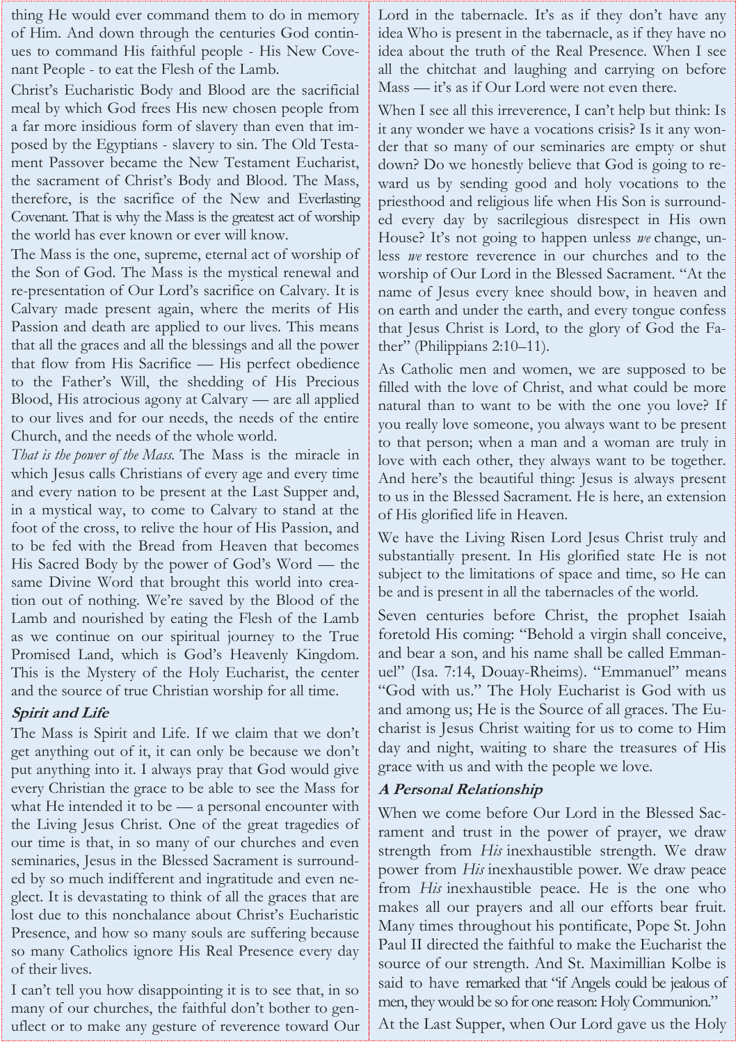thing He would ever command them to do in memory of Him. And down through the centuries God continues to command His faithful people - His New Covenant People - to eat the Flesh of the Lamb.

Christ's Eucharistic Body and Blood are the sacrificial meal by which God frees His new chosen people from a far more insidious form of slavery than even that imposed by the Egyptians - slavery to sin. The Old Testament Passover became the New Testament Eucharist, the sacrament of Christ's Body and Blood. The Mass, therefore, is the sacrifice of the New and Everlasting Covenant. That is why the Mass is the greatest act of worship the world has ever known or ever will know.

The Mass is the one, supreme, eternal act of worship of the Son of God. The Mass is the mystical renewal and re-presentation of Our Lord's sacrifice on Calvary. It is Calvary made present again, where the merits of His Passion and death are applied to our lives. This means that all the graces and all the blessings and all the power that flow from His Sacrifice — His perfect obedience to the Father's Will, the shedding of His Precious Blood, His atrocious agony at Calvary — are all applied to our lives and for our needs, the needs of the entire Church, and the needs of the whole world.

*That is the power of the Mass.* The Mass is the miracle in which Jesus calls Christians of every age and every time and every nation to be present at the Last Supper and, in a mystical way, to come to Calvary to stand at the foot of the cross, to relive the hour of His Passion, and to be fed with the Bread from Heaven that becomes His Sacred Body by the power of God's Word — the same Divine Word that brought this world into creation out of nothing. We're saved by the Blood of the Lamb and nourished by eating the Flesh of the Lamb as we continue on our spiritual journey to the True Promised Land, which is God's Heavenly Kingdom. This is the Mystery of the Holy Eucharist, the center and the source of true Christian worship for all time.

### *Spirit and Life*

The Mass is Spirit and Life. If we claim that we don't get anything out of it, it can only be because we don't put anything into it. I always pray that God would give every Christian the grace to be able to see the Mass for what He intended it to be — a personal encounter with the Living Jesus Christ. One of the great tragedies of our time is that, in so many of our churches and even seminaries, Jesus in the Blessed Sacrament is surrounded by so much indifferent and ingratitude and even neglect. It is devastating to think of all the graces that are lost due to this nonchalance about Christ's Eucharistic Presence, and how so many souls are suffering because so many Catholics ignore His Real Presence every day of their lives.

I can't tell you how disappointing it is to see that, in so many of our churches, the faithful don't bother to genuflect or to make any gesture of reverence toward Our Lord in the tabernacle. It's as if they don't have any idea Who is present in the tabernacle, as if they have no idea about the truth of the Real Presence. When I see all the chitchat and laughing and carrying on before Mass — it's as if Our Lord were not even there.

When I see all this irreverence, I can't help but think: Is it any wonder we have a vocations crisis? Is it any wonder that so many of our seminaries are empty or shut down? Do we honestly believe that God is going to reward us by sending good and holy vocations to the priesthood and religious life when His Son is surrounded every day by sacrilegious disrespect in His own House? It's not going to happen unless *we* change, unless *we* restore reverence in our churches and to the worship of Our Lord in the Blessed Sacrament. "At the name of Jesus every knee should bow, in heaven and on earth and under the earth, and every tongue confess that Jesus Christ is Lord, to the glory of God the Father" (Philippians 2:10–11).

As Catholic men and women, we are supposed to be filled with the love of Christ, and what could be more natural than to want to be with the one you love? If you really love someone, you always want to be present to that person; when a man and a woman are truly in love with each other, they always want to be together. And here's the beautiful thing: Jesus is always present to us in the Blessed Sacrament. He is here, an extension of His glorified life in Heaven.

We have the Living Risen Lord Jesus Christ truly and substantially present. In His glorified state He is not subject to the limitations of space and time, so He can be and is present in all the tabernacles of the world.

Seven centuries before Christ, the prophet Isaiah foretold His coming: "Behold a virgin shall conceive, and bear a son, and his name shall be called Emmanuel" (Isa. 7:14, Douay-Rheims). "Emmanuel" means "God with us." The Holy Eucharist is God with us and among us; He is the Source of all graces. The Eucharist is Jesus Christ waiting for us to come to Him day and night, waiting to share the treasures of His grace with us and with the people we love.

### *A Personal Relationship*

When we come before Our Lord in the Blessed Sacrament and trust in the power of prayer, we draw strength from *His* inexhaustible strength. We draw power from *His* inexhaustible power. We draw peace from *His* inexhaustible peace. He is the one who makes all our prayers and all our efforts bear fruit. Many times throughout his pontificate, Pope St. John Paul II directed the faithful to make the Eucharist the source of our strength. And St. Maximillian Kolbe is said to have remarked that "if Angels could be jealous of men, they would be so for one reason: Holy Communion."

At the Last Supper, when Our Lord gave us the Holy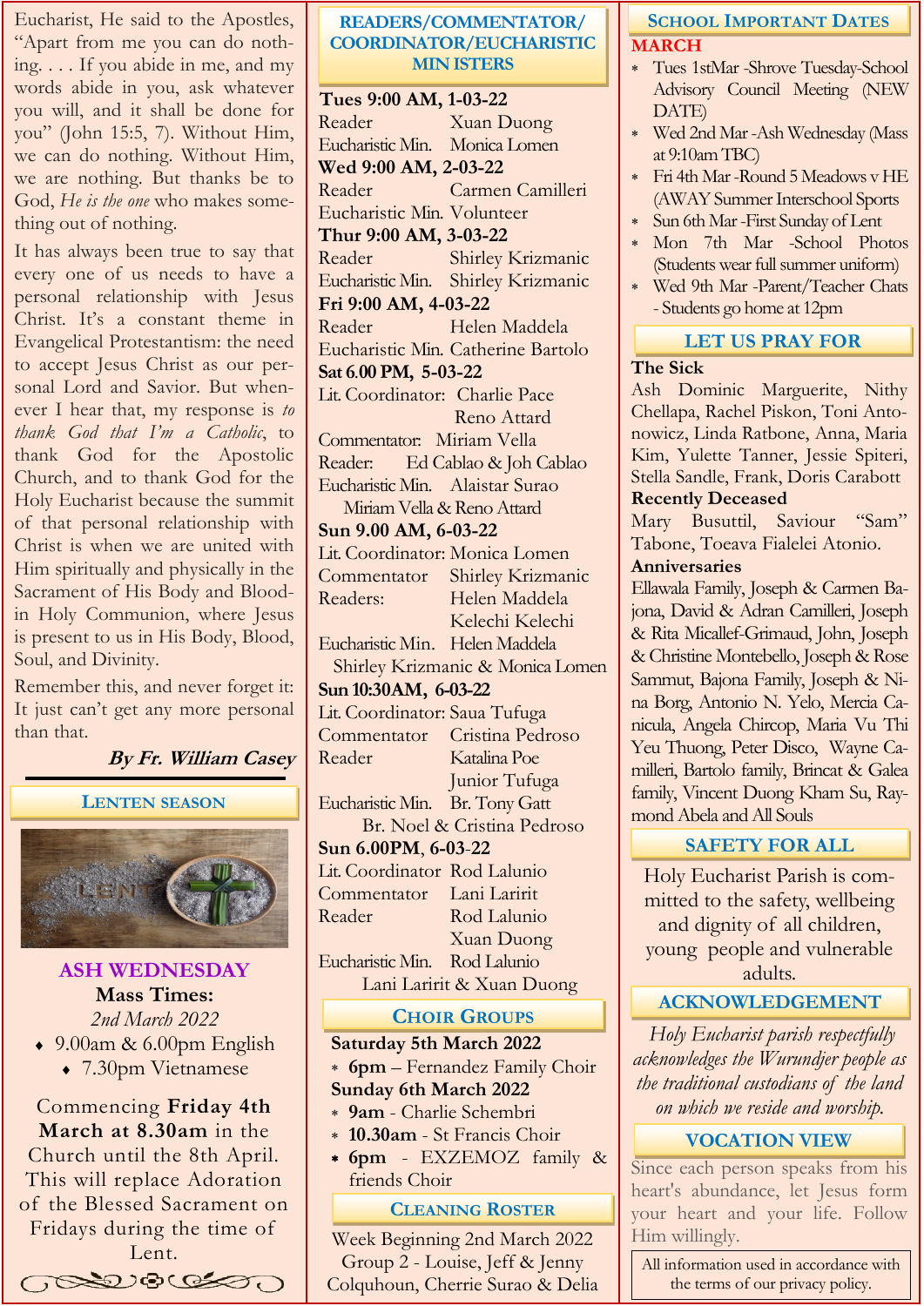Eucharist, He said to the Apostles, "Apart from me you can do nothing. . . . If you abide in me, and my words abide in you, ask whatever you will, and it shall be done for you" (John 15:5, 7). Without Him, we can do nothing. Without Him, we are nothing. But thanks be to God, *He is the one* who makes something out of nothing.

It has always been true to say that every one of us needs to have a personal relationship with Jesus Christ. It's a constant theme in Evangelical Protestantism: the need to accept Jesus Christ as our personal Lord and Savior. But whenever I hear that, my response is *to thank God that I'm a Catholic*, to thank God for the Apostolic Church, and to thank God for the Holy Eucharist because the summit of that personal relationship with Christ is when we are united with Him spiritually and physically in the Sacrament of His Body and Blood-in Holy Communion, where Jesus is present to us in His Body, Blood, Soul, and Divinity.

Remember this, and never forget it: It just can't get any more personal than that.

***By Fr. William Casey***

## LENTEN SEASON

### ASH WEDNESDAY

**Mass Times:**

*2nd March 2022*

- 9.00am & 6.00pm English
- 7.30pm Vietnamese

Commencing **Friday 4th March at 8.30am** in the Church until the 8th April. This will replace Adoration of the Blessed Sacrament on Fridays during the time of Lent.

## READERS/COMMENTATOR/ COORDINATOR/EUCHARISTIC MINISTERS

**Tues 9:00 AM, 1-03-22**
Reader — Xuan Duong
Eucharistic Min. — Monica Lomen

**Wed 9:00 AM, 2-03-22**
Reader — Carmen Camilleri
Eucharistic Min. — Volunteer

**Thur 9:00 AM, 3-03-22**
Reader — Shirley Krizmanic
Eucharistic Min. — Shirley Krizmanic

**Fri 9:00 AM, 4-03-22**
Reader — Helen Maddela
Eucharistic Min. — Catherine Bartolo

**Sat 6.00 PM, 5-03-22**
Lit. Coordinator: — Charlie Pace, Reno Attard
Commentator: — Miriam Vella
Reader: — Ed Cablao & Joh Cablao
Eucharistic Min. — Alaistar Surao, Miriam Vella & Reno Attard

**Sun 9.00 AM, 6-03-22**
Lit. Coordinator: — Monica Lomen
Commentator — Shirley Krizmanic
Readers: — Helen Maddela, Kelechi Kelechi
Eucharistic Min. — Helen Maddela, Shirley Krizmanic & Monica Lomen

**Sun 10:30AM, 6-03-22**
Lit. Coordinator: — Saua Tufuga
Commentator — Cristina Pedroso
Reader — Katalina Poe, Junior Tufuga
Eucharistic Min. — Br. Tony Gatt, Br. Noel & Cristina Pedroso

**Sun 6.00PM, 6-03-22**
Lit. Coordinator — Rod Lalunio
Commentator — Lani Laririt
Reader — Rod Lalunio, Xuan Duong
Eucharistic Min. — Rod Lalunio, Lani Laririt & Xuan Duong

## CHOIR GROUPS

**Saturday 5th March 2022**
- **6pm** – Fernandez Family Choir

**Sunday 6th March 2022**
- **9am** - Charlie Schembri
- **10.30am** - St Francis Choir
- **6pm** - EXZEMOZ family & friends Choir

## CLEANING ROSTER

Week Beginning 2nd March 2022
Group 2 - Louise, Jeff & Jenny Colquhoun, Cherrie Surao & Delia

## SCHOOL IMPORTANT DATES

**MARCH**

- Tues 1stMar -Shrove Tuesday-School Advisory Council Meeting (NEW DATE)
- Wed 2nd Mar -Ash Wednesday (Mass at 9:10am TBC)
- Fri 4th Mar -Round 5 Meadows v HE (AWAY Summer Interschool Sports
- Sun 6th Mar -First Sunday of Lent
- Mon 7th Mar -School Photos (Students wear full summer uniform)
- Wed 9th Mar -Parent/Teacher Chats - Students go home at 12pm

## LET US PRAY FOR

**The Sick**
Ash Dominic Marguerite, Nithy Chellapa, Rachel Piskon, Toni Antonowicz, Linda Ratbone, Anna, Maria Kim, Yulette Tanner, Jessie Spiteri, Stella Sandle, Frank, Doris Carabott

**Recently Deceased**
Mary Busuttil, Saviour "Sam" Tabone, Toeava Fialelei Atonio.

**Anniversaries**
Ellawala Family, Joseph & Carmen Bajona, David & Adran Camilleri, Joseph & Rita Micallef-Grimaud, John, Joseph & Christine Montebello, Joseph & Rose Sammut, Bajona Family, Joseph & Nina Borg, Antonio N. Yelo, Mercia Canicula, Angela Chircop, Maria Vu Thi Yeu Thuong, Peter Disco, Wayne Camilleri, Bartolo family, Brincat & Galea family, Vincent Duong Kham Su, Raymond Abela and All Souls

## SAFETY FOR ALL

Holy Eucharist Parish is committed to the safety, wellbeing and dignity of all children, young people and vulnerable adults.

## ACKNOWLEDGEMENT

*Holy Eucharist parish respectfully acknowledges the Wurundjer people as the traditional custodians of the land on which we reside and worship.*

## VOCATION VIEW

Since each person speaks from his heart's abundance, let Jesus form your heart and your life. Follow Him willingly.

All information used in accordance with the terms of our privacy policy.